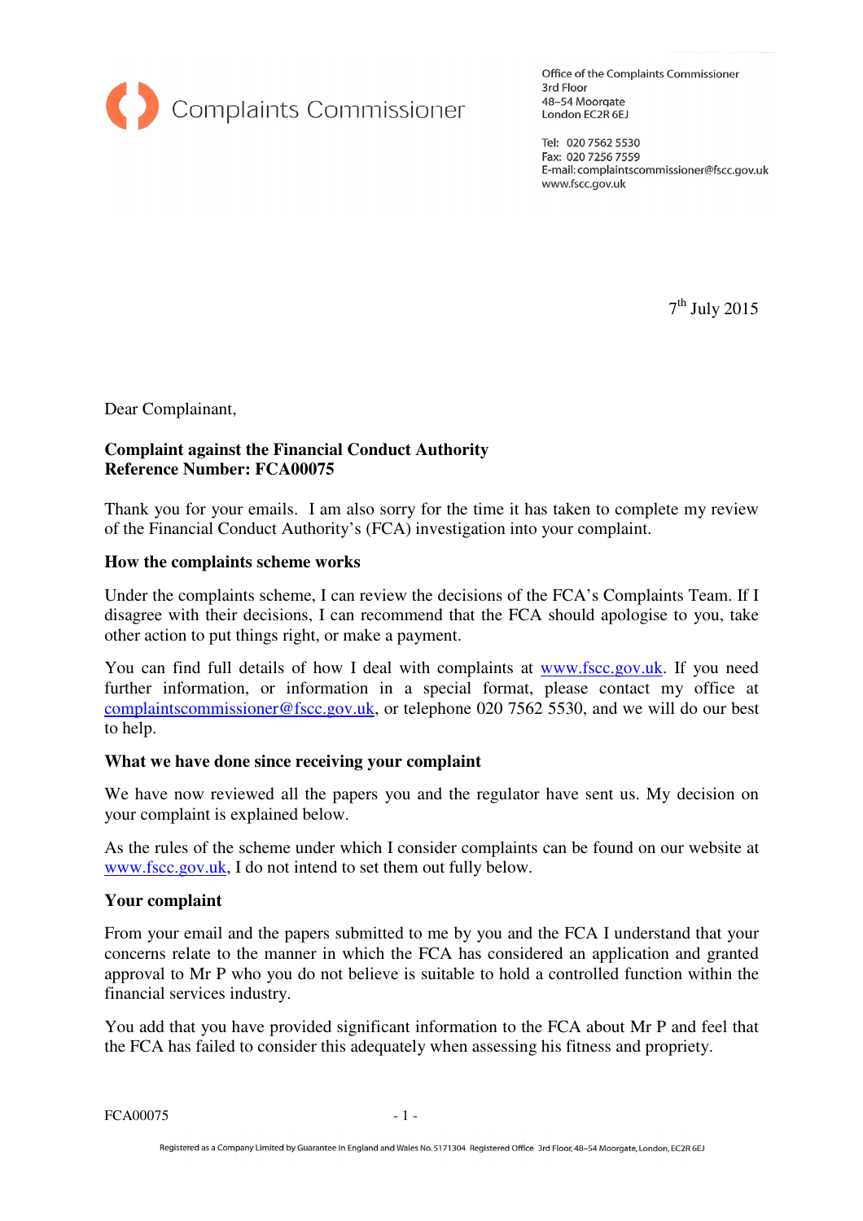Complaints Commissioner

Office of the Complaints Commissioner
3rd Floor
48–54 Moorgate
London EC2R 6EJ

Tel: 020 7562 5530
Fax: 020 7256 7559
E-mail: complaintscommissioner@fscc.gov.uk
www.fscc.gov.uk

7th July 2015

Dear Complainant,

**Complaint against the Financial Conduct Authority**
**Reference Number: FCA00075**

Thank you for your emails. I am also sorry for the time it has taken to complete my review of the Financial Conduct Authority's (FCA) investigation into your complaint.

**How the complaints scheme works**

Under the complaints scheme, I can review the decisions of the FCA's Complaints Team. If I disagree with their decisions, I can recommend that the FCA should apologise to you, take other action to put things right, or make a payment.

You can find full details of how I deal with complaints at www.fscc.gov.uk. If you need further information, or information in a special format, please contact my office at complaintscommissioner@fscc.gov.uk, or telephone 020 7562 5530, and we will do our best to help.

**What we have done since receiving your complaint**

We have now reviewed all the papers you and the regulator have sent us. My decision on your complaint is explained below.

As the rules of the scheme under which I consider complaints can be found on our website at www.fscc.gov.uk, I do not intend to set them out fully below.

**Your complaint**

From your email and the papers submitted to me by you and the FCA I understand that your concerns relate to the manner in which the FCA has considered an application and granted approval to Mr P who you do not believe is suitable to hold a controlled function within the financial services industry.

You add that you have provided significant information to the FCA about Mr P and feel that the FCA has failed to consider this adequately when assessing his fitness and propriety.

Registered as a Company Limited by Guarantee in England and Wales No. 5171304 Registered Office 3rd Floor, 48–54 Moorgate, London, EC2R 6EJ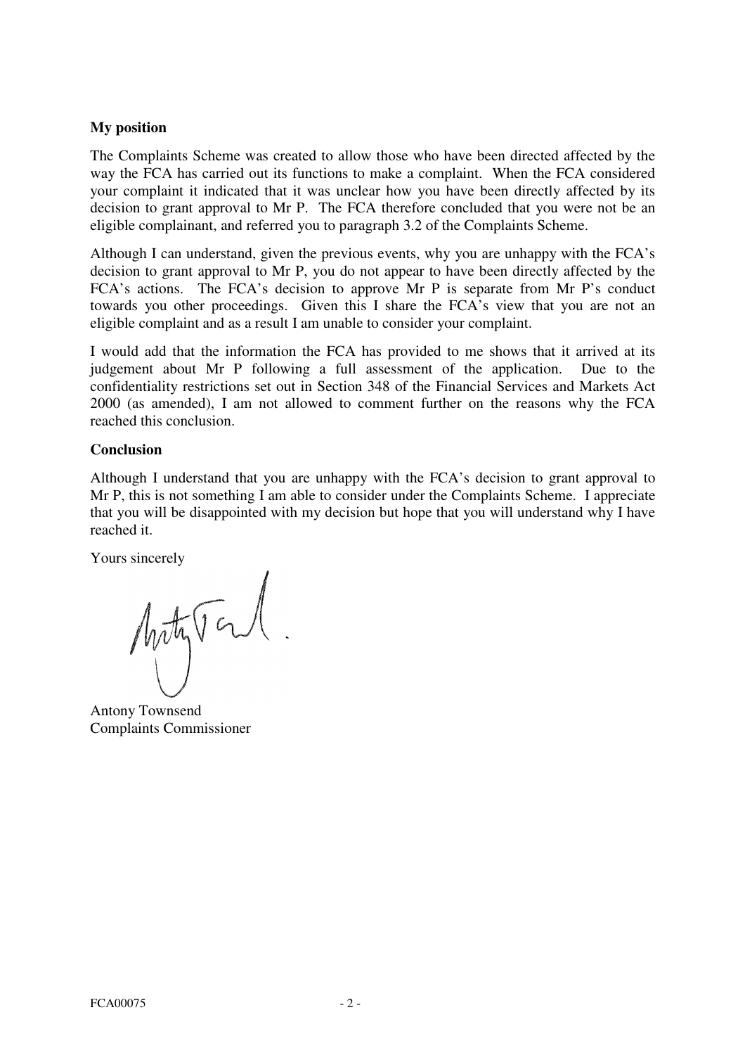**My position**

The Complaints Scheme was created to allow those who have been directed affected by the way the FCA has carried out its functions to make a complaint. When the FCA considered your complaint it indicated that it was unclear how you have been directly affected by its decision to grant approval to Mr P. The FCA therefore concluded that you were not be an eligible complainant, and referred you to paragraph 3.2 of the Complaints Scheme.

Although I can understand, given the previous events, why you are unhappy with the FCA's decision to grant approval to Mr P, you do not appear to have been directly affected by the FCA's actions. The FCA's decision to approve Mr P is separate from Mr P's conduct towards you other proceedings. Given this I share the FCA's view that you are not an eligible complaint and as a result I am unable to consider your complaint.

I would add that the information the FCA has provided to me shows that it arrived at its judgement about Mr P following a full assessment of the application. Due to the confidentiality restrictions set out in Section 348 of the Financial Services and Markets Act 2000 (as amended), I am not allowed to comment further on the reasons why the FCA reached this conclusion.

**Conclusion**

Although I understand that you are unhappy with the FCA's decision to grant approval to Mr P, this is not something I am able to consider under the Complaints Scheme. I appreciate that you will be disappointed with my decision but hope that you will understand why I have reached it.

Yours sincerely

Antony Townsend
Complaints Commissioner

FCA00075